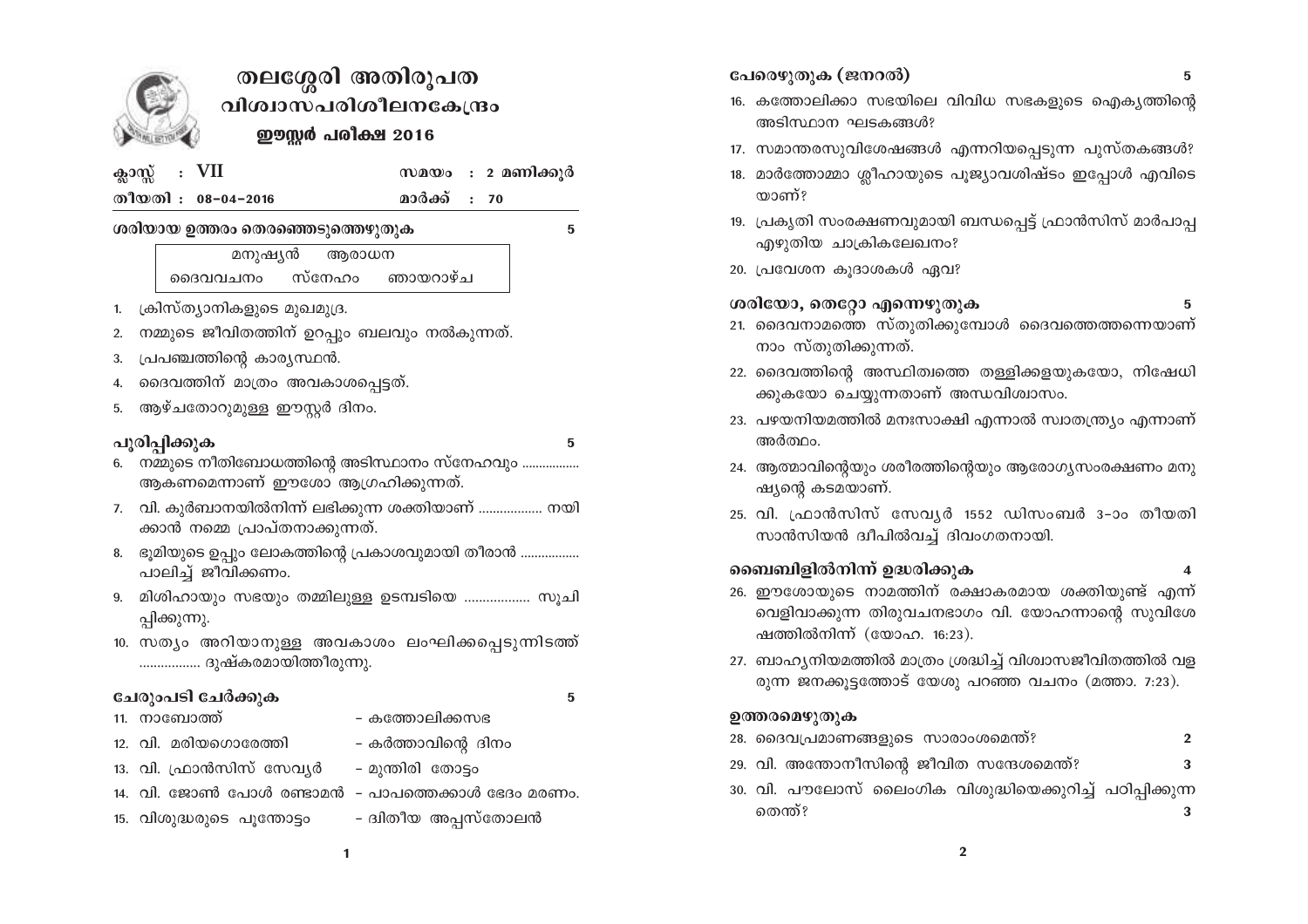# തലശ്ശേരി അതിരൂപത
## വിശ്വാസപരിശീലനകേന്ദ്രം
### ഈസ്റ്റർ പരീക്ഷ 2016

| ക്ലാസ്സ് : VII | സമയം : 2 മണിക്കൂർ |
|---|---|
| തീയതി : 08-04-2016 | മാർക്ക് : 70 |

**ശരിയായ ഉത്തരം തെരഞ്ഞെടുത്തെഴുതുക** 5

| മനുഷ്യൻ | ആരാധന | |
|---|---|---|
| ദൈവവചനം | സ്നേഹം | ഞായറാഴ്ച |

1. ക്രിസ്ത്യാനികളുടെ മുഖമുദ്ര.
2. നമ്മുടെ ജീവിതത്തിന് ഉറപ്പും ബലവും നൽകുന്നത്.
3. പ്രപഞ്ചത്തിന്റെ കാര്യസ്ഥൻ.
4. ദൈവത്തിന് മാത്രം അവകാശപ്പെട്ടത്.
5. ആഴ്ചതോറുമുള്ള ഈസ്റ്റർ ദിനം.

**പൂരിപ്പിക്കുക** 5

6. നമ്മുടെ നീതിബോധത്തിന്റെ അടിസ്ഥാനം സ്നേഹവും ................ ആകണമെന്നാണ് ഈശോ ആഗ്രഹിക്കുന്നത്.
7. വി. കുർബാനയിൽനിന്ന് ലഭിക്കുന്ന ശക്തിയാണ് ................. നയിക്കാൻ നമ്മെ പ്രാപ്തനാക്കുന്നത്.
8. ഭൂമിയുടെ ഉപ്പും ലോകത്തിന്റെ പ്രകാശവുമായി തീരാൻ ................ പാലിച്ച് ജീവിക്കണം.
9. മിശിഹായും സഭയും തമ്മിലുള്ള ഉടമ്പടിയെ ................. സൂചിപ്പിക്കുന്നു.
10. സത്യം അറിയാനുള്ള അവകാശം ലംഘിക്കപ്പെടുന്നിടത്ത് ................. ദുഷ്കരമായിത്തീരുന്നു.

**ചേരുംപടി ചേർക്കുക** 5

| | |
|---|---|
| 11. നാബോത്ത് | - കത്തോലിക്കസഭ |
| 12. വി. മരിയഗൊരേത്തി | - കർത്താവിന്റെ ദിനം |
| 13. വി. ഫ്രാൻസിസ് സേവ്യർ | - മുന്തിരി തോട്ടം |
| 14. വി. ജോൺ പോൾ രണ്ടാമൻ | - പാപത്തെക്കാൾ ഭേദം മരണം. |
| 15. വിശുദ്ധരുടെ പൂന്തോട്ടം | - ദ്വിതീയ അപ്പസ്തോലൻ |

**പേരെഴുതുക (ജനറൽ)** 5

16. കത്തോലിക്കാ സഭയിലെ വിവിധ സഭകളുടെ ഐക്യത്തിന്റെ അടിസ്ഥാന ഘടകങ്ങൾ?
17. സമാന്തരസുവിശേഷങ്ങൾ എന്നറിയപ്പെടുന്ന പുസ്തകങ്ങൾ?
18. മാർത്തോമ്മാ ശ്ലീഹായുടെ പൂജ്യാവശിഷ്ടം ഇപ്പോൾ എവിടെയാണ്?
19. പ്രകൃതി സംരക്ഷണവുമായി ബന്ധപ്പെട്ട് ഫ്രാൻസിസ് മാർപാപ്പ എഴുതിയ ചാക്രികലേഖനം?
20. പ്രവേശന കൂദാശകൾ ഏവ?

**ശരിയോ, തെറ്റോ എന്നെഴുതുക** 5

21. ദൈവനാമത്തെ സ്തുതിക്കുമ്പോൾ ദൈവത്തെത്തന്നെയാണ് നാം സ്തുതിക്കുന്നത്.
22. ദൈവത്തിന്റെ അസ്ഥിത്വത്തെ തള്ളിക്കളയുകയോ, നിഷേധിക്കുകയോ ചെയ്യുന്നതാണ് അന്ധവിശ്വാസം.
23. പഴയനിയമത്തിൽ മനഃസാക്ഷി എന്നാൽ സ്വാതന്ത്ര്യം എന്നാണ് അർത്ഥം.
24. ആത്മാവിന്റെയും ശരീരത്തിന്റെയും ആരോഗ്യസംരക്ഷണം മനുഷ്യന്റെ കടമയാണ്.
25. വി. ഫ്രാൻസിസ് സേവ്യർ 1552 ഡിസംബർ 3-ാം തീയതി സാൻസിയൻ ദ്വീപിൽവച്ച് ദിവംഗതനായി.

**ബൈബിളിൽനിന്ന് ഉദ്ധരിക്കുക** 4

26. ഈശോയുടെ നാമത്തിന് രക്ഷാകരമായ ശക്തിയുണ്ട് എന്ന് വെളിവാക്കുന്ന തിരുവചനഭാഗം വി. യോഹന്നാന്റെ സുവിശേഷത്തിൽനിന്ന് (യോഹ. 16:23).
27. ബാഹ്യനിയമത്തിൽ മാത്രം ശ്രദ്ധിച്ച് വിശ്വാസജീവിതത്തിൽ വളരുന്ന ജനക്കൂട്ടത്തോട് യേശു പറഞ്ഞ വചനം (മത്താ. 7:23).

**ഉത്തരമെഴുതുക**

28. ദൈവപ്രമാണങ്ങളുടെ സാരാംശമെന്ത്? 2
29. വി. അന്തോനീസിന്റെ ജീവിത സന്ദേശമെന്ത്? 3
30. വി. പൗലോസ് ലൈംഗിക വിശുദ്ധിയെക്കുറിച്ച് പഠിപ്പിക്കുന്നതെന്ത്? 3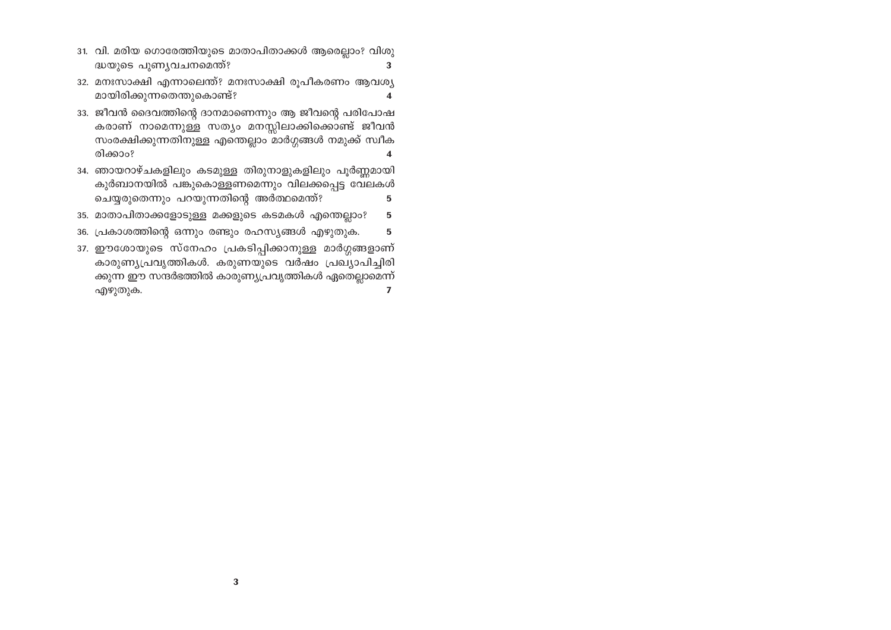31. വി. മരിയ ഗൊരേത്തിയുടെ മാതാപിതാക്കൾ ആരെല്ലാം? വിശുദ്ധയുടെ പുണ്യവചനമെന്ത്? **3**
32. മനഃസാക്ഷി എന്നാലെന്ത്? മനഃസാക്ഷി രൂപീകരണം ആവശ്യമായിരിക്കുന്നതെന്തുകൊണ്ട്? **4**
33. ജീവൻ ദൈവത്തിന്റെ ദാനമാണെന്നും ആ ജീവന്റെ പരിപോഷകരാണ് നാമെന്നുള്ള സത്യം മനസ്സിലാക്കിക്കൊണ്ട് ജീവൻ സംരക്ഷിക്കുന്നതിനുള്ള എന്തെല്ലാം മാർഗ്ഗങ്ങൾ നമുക്ക് സ്വീകരിക്കാം? **4**
34. ഞായറാഴ്ചകളിലും കടമുള്ള തിരുനാളുകളിലും പൂർണ്ണമായി കുർബാനയിൽ പങ്കുകൊള്ളണമെന്നും വിലക്കപ്പെട്ട വേലകൾ ചെയ്യരുതെന്നും പറയുന്നതിന്റെ അർത്ഥമെന്ത്? **5**
35. മാതാപിതാക്കളോടുള്ള മക്കളുടെ കടമകൾ എന്തെല്ലാം? **5**
36. പ്രകാശത്തിന്റെ ഒന്നും രണ്ടും രഹസ്യങ്ങൾ എഴുതുക. **5**
37. ഈശോയുടെ സ്നേഹം പ്രകടിപ്പിക്കാനുള്ള മാർഗ്ഗങ്ങളാണ് കാരുണ്യപ്രവൃത്തികൾ. കരുണയുടെ വർഷം പ്രഖ്യാപിച്ചിരിക്കുന്ന ഈ സന്ദർഭത്തിൽ കാരുണ്യപ്രവൃത്തികൾ ഏതെല്ലാമെന്ന് എഴുതുക. **7**